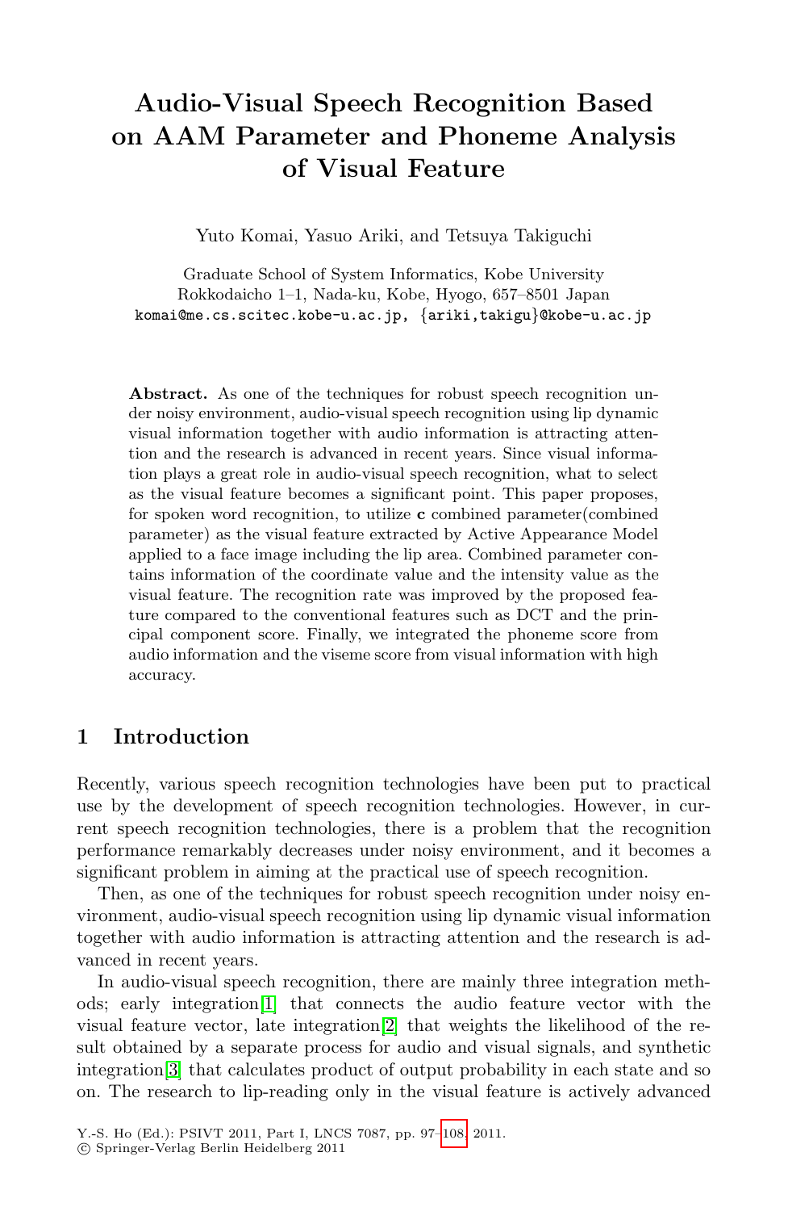# Audio-Visual Speech Recognition Based on AAM Parameter and Phoneme Analysis of Visual Feature

Yuto Komai, Yasuo Ariki, and Tetsuya Takiguchi

Graduate School of System Informatics, Kobe University
Rokkodaicho 1–1, Nada-ku, Kobe, Hyogo, 657–8501 Japan
komai@me.cs.scitec.kobe-u.ac.jp, {ariki,takigu}@kobe-u.ac.jp

**Abstract.** As one of the techniques for robust speech recognition under noisy environment, audio-visual speech recognition using lip dynamic visual information together with audio information is attracting attention and the research is advanced in recent years. Since visual information plays a great role in audio-visual speech recognition, what to select as the visual feature becomes a significant point. This paper proposes, for spoken word recognition, to utilize $\mathbf{c}$ combined parameter(combined parameter) as the visual feature extracted by Active Appearance Model applied to a face image including the lip area. Combined parameter contains information of the coordinate value and the intensity value as the visual feature. The recognition rate was improved by the proposed feature compared to the conventional features such as DCT and the principal component score. Finally, we integrated the phoneme score from audio information and the viseme score from visual information with high accuracy.

## 1 Introduction

Recently, various speech recognition technologies have been put to practical use by the development of speech recognition technologies. However, in current speech recognition technologies, there is a problem that the recognition performance remarkably decreases under noisy environment, and it becomes a significant problem in aiming at the practical use of speech recognition.

Then, as one of the techniques for robust speech recognition under noisy environment, audio-visual speech recognition using lip dynamic visual information together with audio information is attracting attention and the research is advanced in recent years.

In audio-visual speech recognition, there are mainly three integration methods; early integration[1] that connects the audio feature vector with the visual feature vector, late integration[2] that weights the likelihood of the result obtained by a separate process for audio and visual signals, and synthetic integration[3] that calculates product of output probability in each state and so on. The research to lip-reading only in the visual feature is actively advanced

Y.-S. Ho (Ed.): PSIVT 2011, Part I, LNCS 7087, pp. 97–108, 2011.
© Springer-Verlag Berlin Heidelberg 2011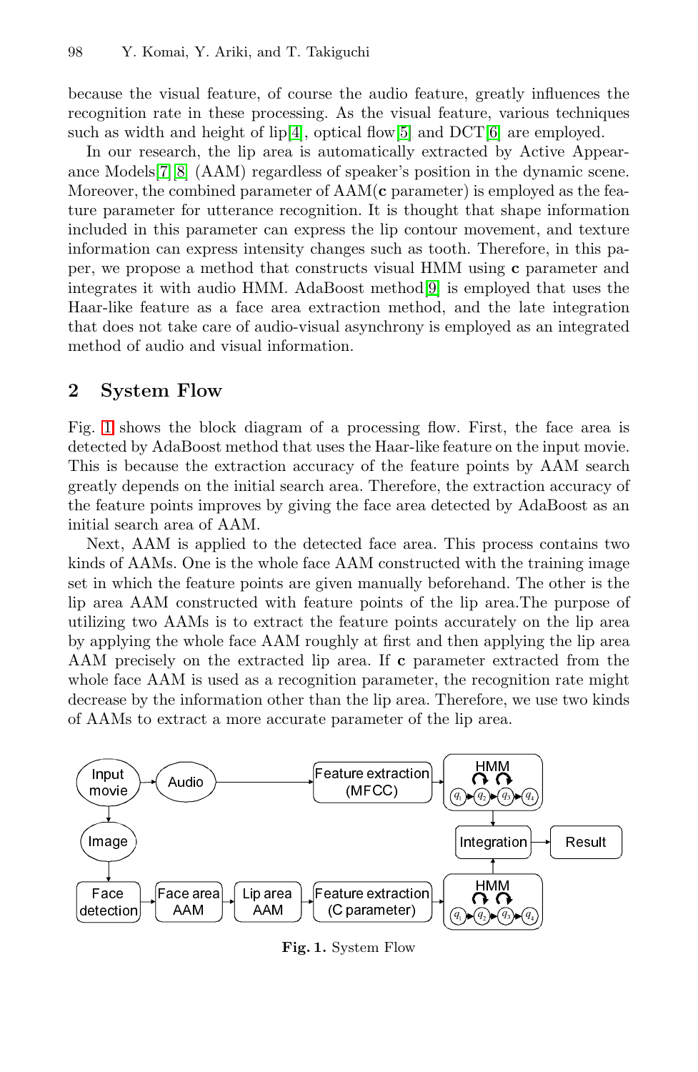because the visual feature, of course the audio feature, greatly influences the recognition rate in these processing. As the visual feature, various techniques such as width and height of lip[4], optical flow[5] and DCT[6] are employed.

In our research, the lip area is automatically extracted by Active Appearance Models[7][8] (AAM) regardless of speaker's position in the dynamic scene. Moreover, the combined parameter of AAM(**c** parameter) is employed as the feature parameter for utterance recognition. It is thought that shape information included in this parameter can express the lip contour movement, and texture information can express intensity changes such as tooth. Therefore, in this paper, we propose a method that constructs visual HMM using **c** parameter and integrates it with audio HMM. AdaBoost method[9] is employed that uses the Haar-like feature as a face area extraction method, and the late integration that does not take care of audio-visual asynchrony is employed as an integrated method of audio and visual information.

## 2 System Flow

Fig. 1 shows the block diagram of a processing flow. First, the face area is detected by AdaBoost method that uses the Haar-like feature on the input movie. This is because the extraction accuracy of the feature points by AAM search greatly depends on the initial search area. Therefore, the extraction accuracy of the feature points improves by giving the face area detected by AdaBoost as an initial search area of AAM.

Next, AAM is applied to the detected face area. This process contains two kinds of AAMs. One is the whole face AAM constructed with the training image set in which the feature points are given manually beforehand. The other is the lip area AAM constructed with feature points of the lip area.The purpose of utilizing two AAMs is to extract the feature points accurately on the lip area by applying the whole face AAM roughly at first and then applying the lip area AAM precisely on the extracted lip area. If **c** parameter extracted from the whole face AAM is used as a recognition parameter, the recognition rate might decrease by the information other than the lip area. Therefore, we use two kinds of AAMs to extract a more accurate parameter of the lip area.

**Fig. 1.** System Flow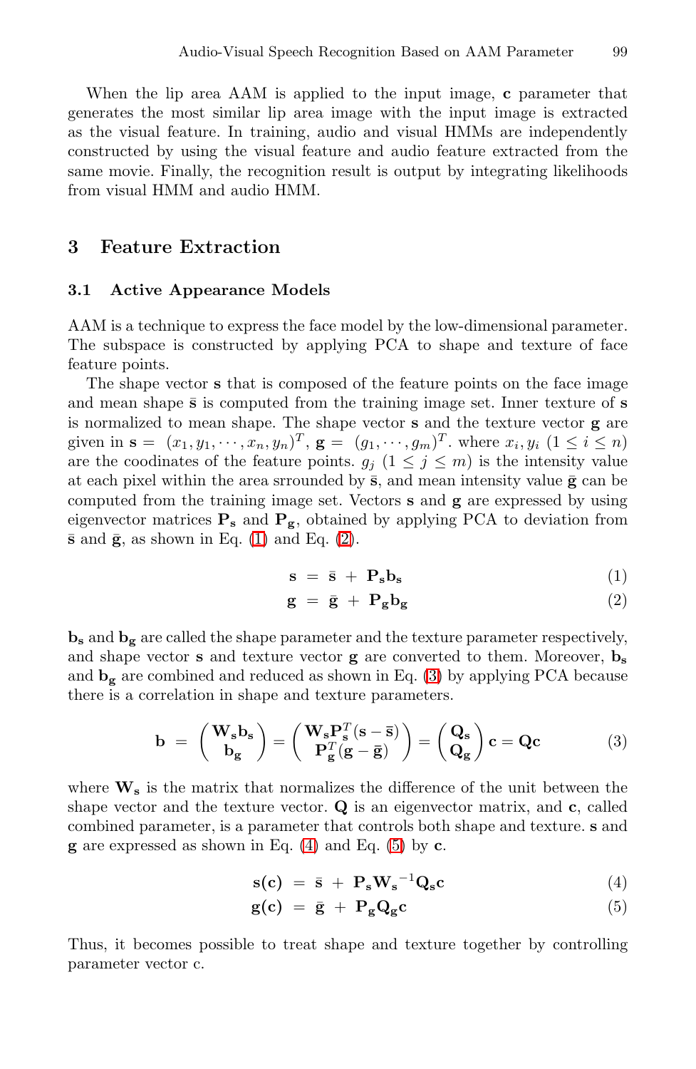When the lip area AAM is applied to the input image, $\mathbf{c}$ parameter that generates the most similar lip area image with the input image is extracted as the visual feature. In training, audio and visual HMMs are independently constructed by using the visual feature and audio feature extracted from the same movie. Finally, the recognition result is output by integrating likelihoods from visual HMM and audio HMM.

## 3 Feature Extraction

### 3.1 Active Appearance Models

AAM is a technique to express the face model by the low-dimensional parameter. The subspace is constructed by applying PCA to shape and texture of face feature points.

The shape vector $\mathbf{s}$ that is composed of the feature points on the face image and mean shape $\bar{\mathbf{s}}$ is computed from the training image set. Inner texture of $\mathbf{s}$ is normalized to mean shape. The shape vector $\mathbf{s}$ and the texture vector $\mathbf{g}$ are given in $\mathbf{s} = (x_1, y_1, \cdots, x_n, y_n)^T$, $\mathbf{g} = (g_1, \cdots, g_m)^T$. where $x_i, y_i$ $(1 \leq i \leq n)$ are the coodinates of the feature points. $g_j$ $(1 \leq j \leq m)$ is the intensity value at each pixel within the area srrounded by $\bar{\mathbf{s}}$, and mean intensity value $\bar{\mathbf{g}}$ can be computed from the training image set. Vectors $\mathbf{s}$ and $\mathbf{g}$ are expressed by using eigenvector matrices $\mathbf{P_s}$ and $\mathbf{P_g}$, obtained by applying PCA to deviation from $\bar{\mathbf{s}}$ and $\bar{\mathbf{g}}$, as shown in Eq. (1) and Eq. (2).

$$\mathbf{s} = \bar{\mathbf{s}} + \mathbf{P_s}\mathbf{b_s} \tag{1}$$

$$\mathbf{g} = \bar{\mathbf{g}} + \mathbf{P_g}\mathbf{b_g} \tag{2}$$

$\mathbf{b_s}$ and $\mathbf{b_g}$ are called the shape parameter and the texture parameter respectively, and shape vector $\mathbf{s}$ and texture vector $\mathbf{g}$ are converted to them. Moreover, $\mathbf{b_s}$ and $\mathbf{b_g}$ are combined and reduced as shown in Eq. (3) by applying PCA because there is a correlation in shape and texture parameters.

$$\mathbf{b} = \begin{pmatrix} \mathbf{W_s}\mathbf{b_s} \\ \mathbf{b_g} \end{pmatrix} = \begin{pmatrix} \mathbf{W_s}\mathbf{P_s}^T(\mathbf{s} - \bar{\mathbf{s}}) \\ \mathbf{P_g}^T(\mathbf{g} - \bar{\mathbf{g}}) \end{pmatrix} = \begin{pmatrix} \mathbf{Q_s} \\ \mathbf{Q_g} \end{pmatrix} \mathbf{c} = \mathbf{Q}\mathbf{c} \tag{3}$$

where $\mathbf{W_s}$ is the matrix that normalizes the difference of the unit between the shape vector and the texture vector. $\mathbf{Q}$ is an eigenvector matrix, and $\mathbf{c}$, called combined parameter, is a parameter that controls both shape and texture. $\mathbf{s}$ and $\mathbf{g}$ are expressed as shown in Eq. (4) and Eq. (5) by $\mathbf{c}$.

$$\mathbf{s(c)} = \bar{\mathbf{s}} + \mathbf{P_s}\mathbf{W_s}^{-1}\mathbf{Q_s}\mathbf{c} \tag{4}$$

$$\mathbf{g(c)} = \bar{\mathbf{g}} + \mathbf{P_g}\mathbf{Q_g}\mathbf{c} \tag{5}$$

Thus, it becomes possible to treat shape and texture together by controlling parameter vector c.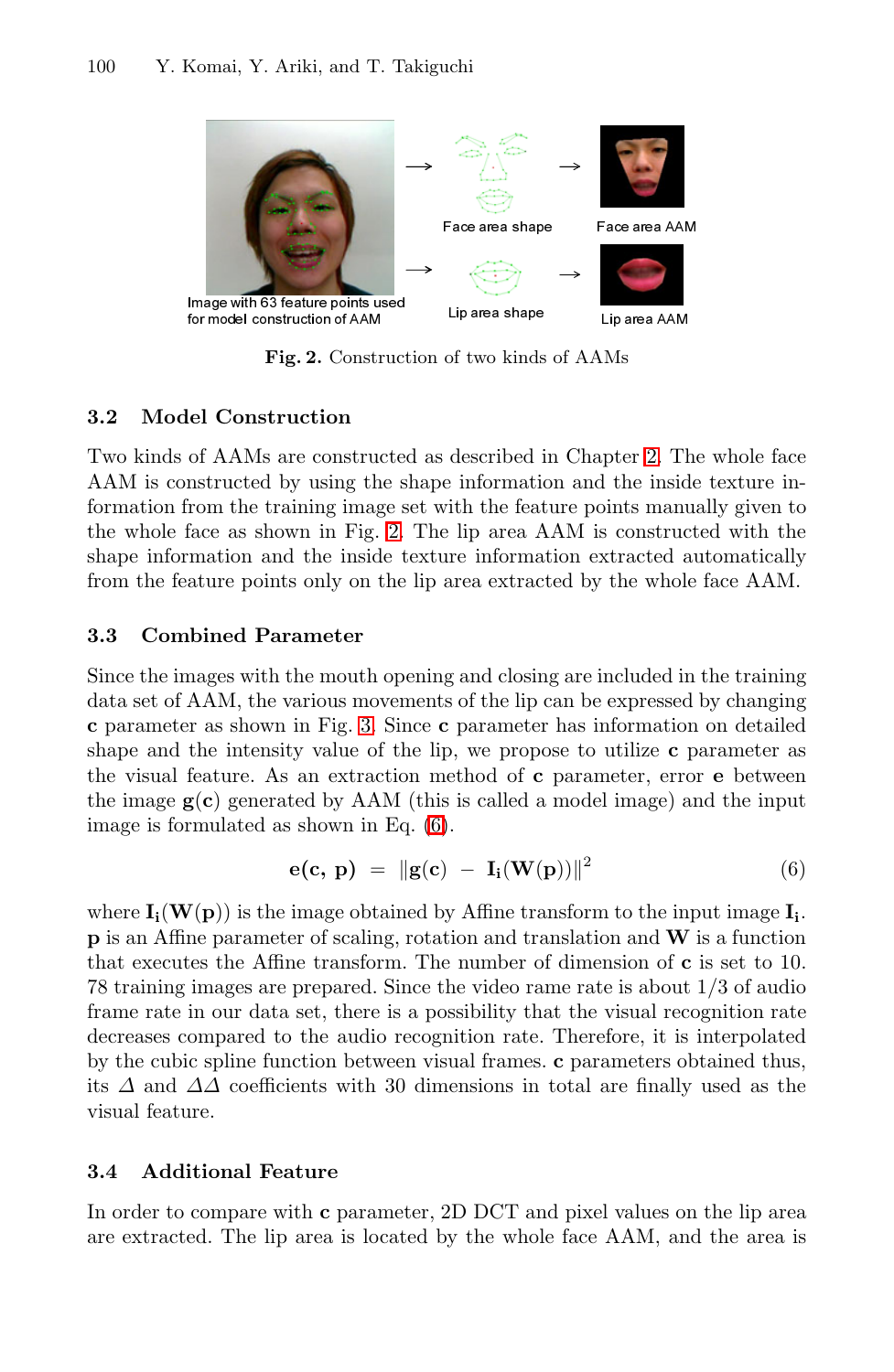Fig. 2. Construction of two kinds of AAMs

### 3.2 Model Construction

Two kinds of AAMs are constructed as described in Chapter 2. The whole face AAM is constructed by using the shape information and the inside texture information from the training image set with the feature points manually given to the whole face as shown in Fig. 2. The lip area AAM is constructed with the shape information and the inside texture information extracted automatically from the feature points only on the lip area extracted by the whole face AAM.

### 3.3 Combined Parameter

Since the images with the mouth opening and closing are included in the training data set of AAM, the various movements of the lip can be expressed by changing **c** parameter as shown in Fig. 3. Since **c** parameter has information on detailed shape and the intensity value of the lip, we propose to utilize **c** parameter as the visual feature. As an extraction method of **c** parameter, error **e** between the image $\mathbf{g}(\mathbf{c})$ generated by AAM (this is called a model image) and the input image is formulated as shown in Eq. (6).

$$\mathbf{e}(\mathbf{c},\ \mathbf{p}) \ = \ \|\mathbf{g}(\mathbf{c}) \ - \ \mathbf{I_i}(\mathbf{W}(\mathbf{p}))\|^2 \tag{6}$$

where $\mathbf{I_i}(\mathbf{W}(\mathbf{p}))$ is the image obtained by Affine transform to the input image $\mathbf{I_i}$. **p** is an Affine parameter of scaling, rotation and translation and **W** is a function that executes the Affine transform. The number of dimension of **c** is set to 10. 78 training images are prepared. Since the video rame rate is about 1/3 of audio frame rate in our data set, there is a possibility that the visual recognition rate decreases compared to the audio recognition rate. Therefore, it is interpolated by the cubic spline function between visual frames. **c** parameters obtained thus, its $\Delta$ and $\Delta\Delta$ coefficients with 30 dimensions in total are finally used as the visual feature.

### 3.4 Additional Feature

In order to compare with **c** parameter, 2D DCT and pixel values on the lip area are extracted. The lip area is located by the whole face AAM, and the area is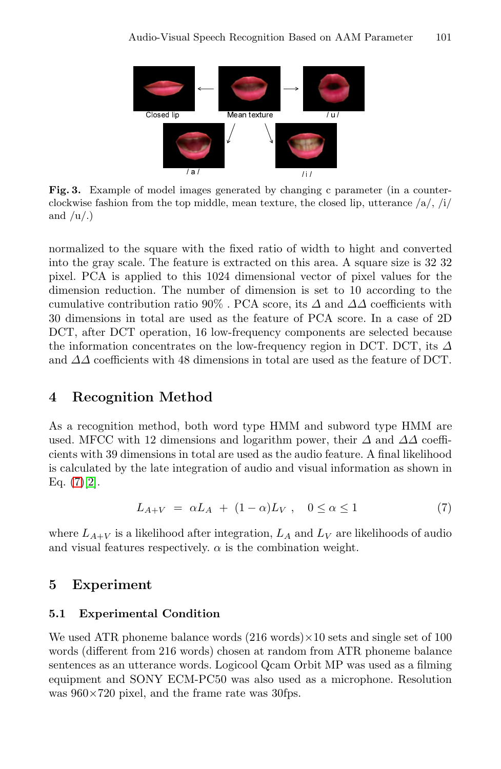**Fig. 3.** Example of model images generated by changing c parameter (in a counter-clockwise fashion from the top middle, mean texture, the closed lip, utterance /a/, /i/ and /u/.)

normalized to the square with the fixed ratio of width to hight and converted into the gray scale. The feature is extracted on this area. A square size is 32 32 pixel. PCA is applied to this 1024 dimensional vector of pixel values for the dimension reduction. The number of dimension is set to 10 according to the cumulative contribution ratio 90% . PCA score, its $\Delta$ and $\Delta\Delta$ coefficients with 30 dimensions in total are used as the feature of PCA score. In a case of 2D DCT, after DCT operation, 16 low-frequency components are selected because the information concentrates on the low-frequency region in DCT. DCT, its $\Delta$ and $\Delta\Delta$ coefficients with 48 dimensions in total are used as the feature of DCT.

## 4 Recognition Method

As a recognition method, both word type HMM and subword type HMM are used. MFCC with 12 dimensions and logarithm power, their $\Delta$ and $\Delta\Delta$ coefficients with 39 dimensions in total are used as the audio feature. A final likelihood is calculated by the late integration of audio and visual information as shown in Eq. (7)[2].

$$L_{A+V} = \alpha L_A + (1-\alpha)L_V , \quad 0 \leq \alpha \leq 1 \tag{7}$$

where $L_{A+V}$ is a likelihood after integration, $L_A$ and $L_V$ are likelihoods of audio and visual features respectively. $\alpha$ is the combination weight.

## 5 Experiment

### 5.1 Experimental Condition

We used ATR phoneme balance words (216 words)×10 sets and single set of 100 words (different from 216 words) chosen at random from ATR phoneme balance sentences as an utterance words. Logicool Qcam Orbit MP was used as a filming equipment and SONY ECM-PC50 was also used as a microphone. Resolution was 960×720 pixel, and the frame rate was 30fps.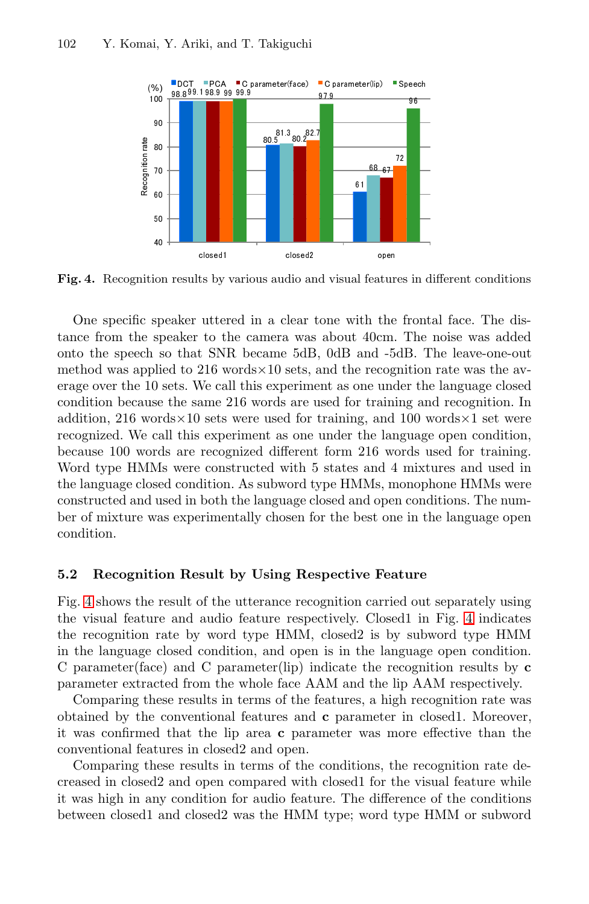**Fig. 4.** Recognition results by various audio and visual features in different conditions

One specific speaker uttered in a clear tone with the frontal face. The distance from the speaker to the camera was about 40cm. The noise was added onto the speech so that SNR became 5dB, 0dB and -5dB. The leave-one-out method was applied to 216 words×10 sets, and the recognition rate was the average over the 10 sets. We call this experiment as one under the language closed condition because the same 216 words are used for training and recognition. In addition, 216 words×10 sets were used for training, and 100 words×1 set were recognized. We call this experiment as one under the language open condition, because 100 words are recognized different form 216 words used for training. Word type HMMs were constructed with 5 states and 4 mixtures and used in the language closed condition. As subword type HMMs, monophone HMMs were constructed and used in both the language closed and open conditions. The number of mixture was experimentally chosen for the best one in the language open condition.

### 5.2 Recognition Result by Using Respective Feature

Fig. 4 shows the result of the utterance recognition carried out separately using the visual feature and audio feature respectively. Closed1 in Fig. 4 indicates the recognition rate by word type HMM, closed2 is by subword type HMM in the language closed condition, and open is in the language open condition. C parameter(face) and C parameter(lip) indicate the recognition results by **c** parameter extracted from the whole face AAM and the lip AAM respectively.

Comparing these results in terms of the features, a high recognition rate was obtained by the conventional features and **c** parameter in closed1. Moreover, it was confirmed that the lip area **c** parameter was more effective than the conventional features in closed2 and open.

Comparing these results in terms of the conditions, the recognition rate decreased in closed2 and open compared with closed1 for the visual feature while it was high in any condition for audio feature. The difference of the conditions between closed1 and closed2 was the HMM type; word type HMM or subword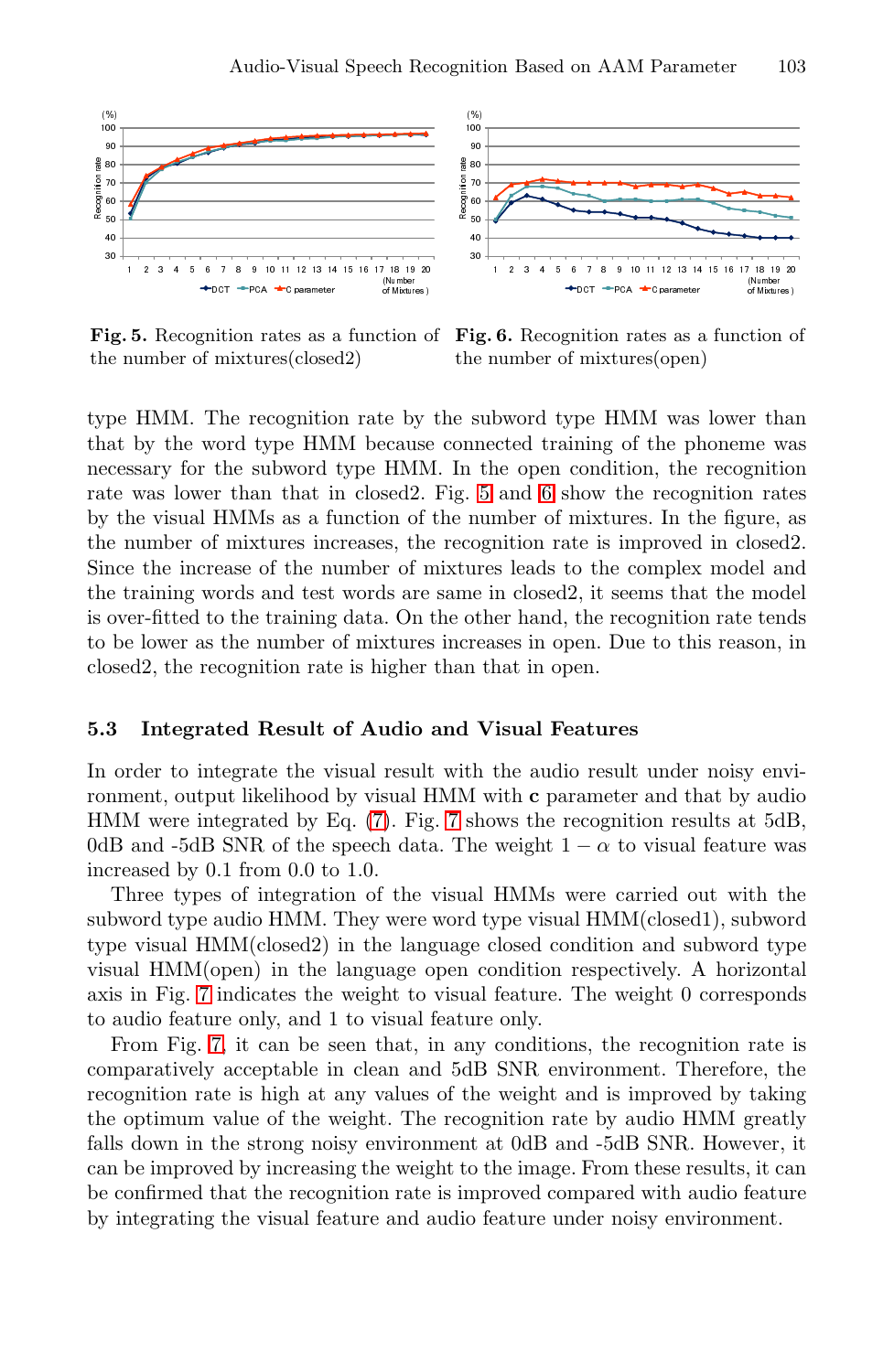**Fig. 5.** Recognition rates as a function of the number of mixtures(closed2)

**Fig. 6.** Recognition rates as a function of the number of mixtures(open)

type HMM. The recognition rate by the subword type HMM was lower than that by the word type HMM because connected training of the phoneme was necessary for the subword type HMM. In the open condition, the recognition rate was lower than that in closed2. Fig. 5 and 6 show the recognition rates by the visual HMMs as a function of the number of mixtures. In the figure, as the number of mixtures increases, the recognition rate is improved in closed2. Since the increase of the number of mixtures leads to the complex model and the training words and test words are same in closed2, it seems that the model is over-fitted to the training data. On the other hand, the recognition rate tends to be lower as the number of mixtures increases in open. Due to this reason, in closed2, the recognition rate is higher than that in open.

### 5.3 Integrated Result of Audio and Visual Features

In order to integrate the visual result with the audio result under noisy environment, output likelihood by visual HMM with **c** parameter and that by audio HMM were integrated by Eq. (7). Fig. 7 shows the recognition results at 5dB, 0dB and -5dB SNR of the speech data. The weight $1 - \alpha$ to visual feature was increased by 0.1 from 0.0 to 1.0.

Three types of integration of the visual HMMs were carried out with the subword type audio HMM. They were word type visual HMM(closed1), subword type visual HMM(closed2) in the language closed condition and subword type visual HMM(open) in the language open condition respectively. A horizontal axis in Fig. 7 indicates the weight to visual feature. The weight 0 corresponds to audio feature only, and 1 to visual feature only.

From Fig. 7, it can be seen that, in any conditions, the recognition rate is comparatively acceptable in clean and 5dB SNR environment. Therefore, the recognition rate is high at any values of the weight and is improved by taking the optimum value of the weight. The recognition rate by audio HMM greatly falls down in the strong noisy environment at 0dB and -5dB SNR. However, it can be improved by increasing the weight to the image. From these results, it can be confirmed that the recognition rate is improved compared with audio feature by integrating the visual feature and audio feature under noisy environment.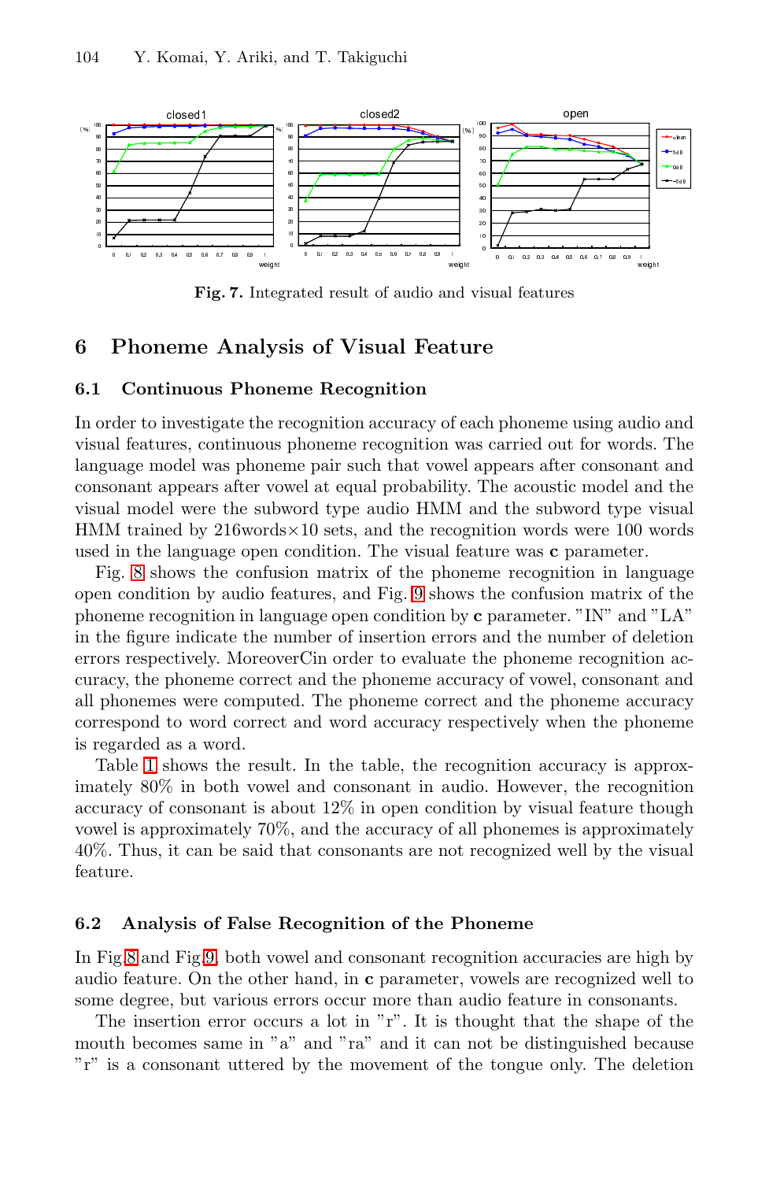**Fig. 7.** Integrated result of audio and visual features

## 6 Phoneme Analysis of Visual Feature

### 6.1 Continuous Phoneme Recognition

In order to investigate the recognition accuracy of each phoneme using audio and visual features, continuous phoneme recognition was carried out for words. The language model was phoneme pair such that vowel appears after consonant and consonant appears after vowel at equal probability. The acoustic model and the visual model were the subword type audio HMM and the subword type visual HMM trained by 216words×10 sets, and the recognition words were 100 words used in the language open condition. The visual feature was **c** parameter.

Fig. 8 shows the confusion matrix of the phoneme recognition in language open condition by audio features, and Fig. 9 shows the confusion matrix of the phoneme recognition in language open condition by **c** parameter. "IN" and "LA" in the figure indicate the number of insertion errors and the number of deletion errors respectively. MoreoverCin order to evaluate the phoneme recognition accuracy, the phoneme correct and the phoneme accuracy of vowel, consonant and all phonemes were computed. The phoneme correct and the phoneme accuracy correspond to word correct and word accuracy respectively when the phoneme is regarded as a word.

Table 1 shows the result. In the table, the recognition accuracy is approximately 80% in both vowel and consonant in audio. However, the recognition accuracy of consonant is about 12% in open condition by visual feature though vowel is approximately 70%, and the accuracy of all phonemes is approximately 40%. Thus, it can be said that consonants are not recognized well by the visual feature.

### 6.2 Analysis of False Recognition of the Phoneme

In Fig.8 and Fig.9, both vowel and consonant recognition accuracies are high by audio feature. On the other hand, in **c** parameter, vowels are recognized well to some degree, but various errors occur more than audio feature in consonants.

The insertion error occurs a lot in "r". It is thought that the shape of the mouth becomes same in "a" and "ra" and it can not be distinguished because "r" is a consonant uttered by the movement of the tongue only. The deletion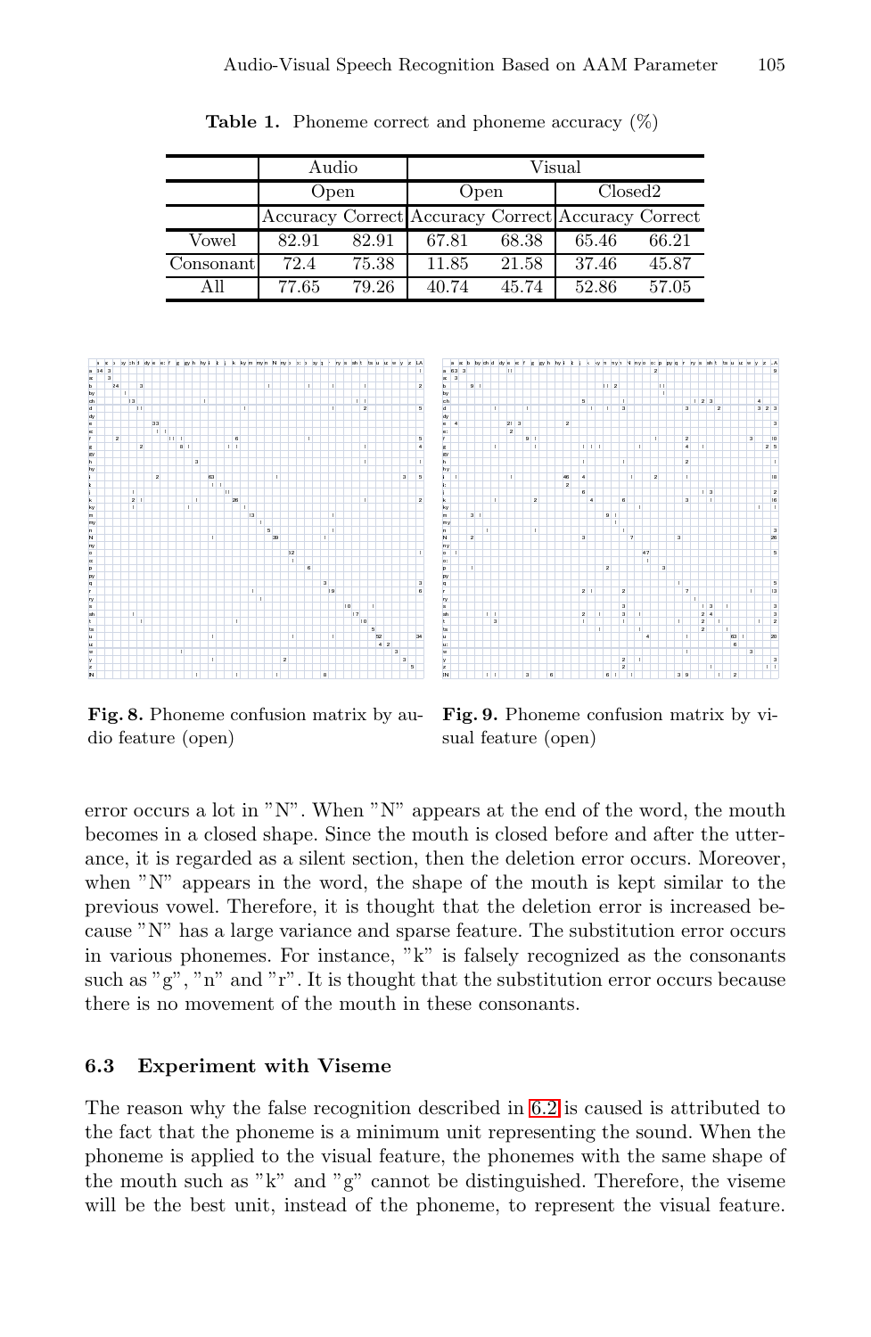**Table 1.** Phoneme correct and phoneme accuracy (%)

| | Audio | | Visual | | | |
|---|---|---|---|---|---|---|
| | Open | | Open | | Closed2 | |
| | Accuracy | Correct | Accuracy | Correct | Accuracy | Correct |
| Vowel | 82.91 | 82.91 | 67.81 | 68.38 | 65.46 | 66.21 |
| Consonant | 72.4 | 75.38 | 11.85 | 21.58 | 37.46 | 45.87 |
| All | 77.65 | 79.26 | 40.74 | 45.74 | 52.86 | 57.05 |

**Fig. 8.** Phoneme confusion matrix by audio feature (open)

**Fig. 9.** Phoneme confusion matrix by visual feature (open)

error occurs a lot in "N". When "N" appears at the end of the word, the mouth becomes in a closed shape. Since the mouth is closed before and after the utterance, it is regarded as a silent section, then the deletion error occurs. Moreover, when "N" appears in the word, the shape of the mouth is kept similar to the previous vowel. Therefore, it is thought that the deletion error is increased because "N" has a large variance and sparse feature. The substitution error occurs in various phonemes. For instance, "k" is falsely recognized as the consonants such as "g", "n" and "r". It is thought that the substitution error occurs because there is no movement of the mouth in these consonants.

### 6.3 Experiment with Viseme

The reason why the false recognition described in 6.2 is caused is attributed to the fact that the phoneme is a minimum unit representing the sound. When the phoneme is applied to the visual feature, the phonemes with the same shape of the mouth such as "k" and "g" cannot be distinguished. Therefore, the viseme will be the best unit, instead of the phoneme, to represent the visual feature.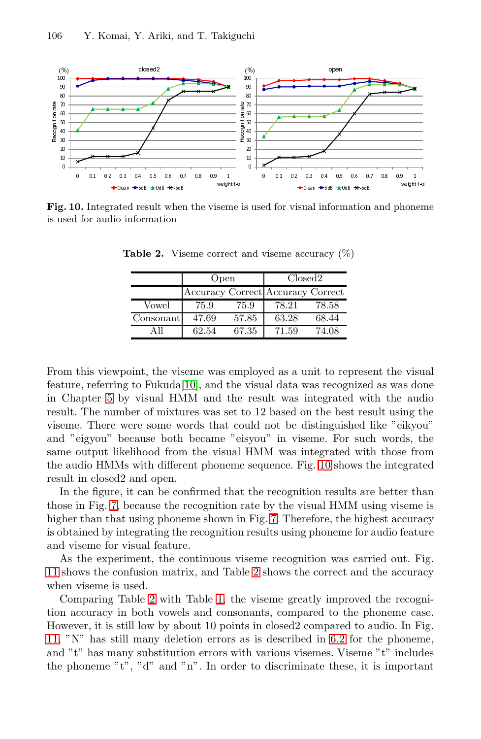**Fig. 10.** Integrated result when the viseme is used for visual information and phoneme is used for audio information

**Table 2.** Viseme correct and viseme accuracy (%)

| | Open | | Closed2 | |
|---|---|---|---|---|
| | Accuracy | Correct | Accuracy | Correct |
| Vowel | 75.9 | 75.9 | 78.21 | 78.58 |
| Consonant | 47.69 | 57.85 | 63.28 | 68.44 |
| All | 62.54 | 67.35 | 71.59 | 74.08 |

From this viewpoint, the viseme was employed as a unit to represent the visual feature, referring to Fukuda[10], and the visual data was recognized as was done in Chapter 5 by visual HMM and the result was integrated with the audio result. The number of mixtures was set to 12 based on the best result using the viseme. There were some words that could not be distinguished like "eikyou" and "eigyou" because both became "eisyou" in viseme. For such words, the same output likelihood from the visual HMM was integrated with those from the audio HMMs with different phoneme sequence. Fig. 10 shows the integrated result in closed2 and open.

In the figure, it can be confirmed that the recognition results are better than those in Fig. 7, because the recognition rate by the visual HMM using viseme is higher than that using phoneme shown in Fig. 7. Therefore, the highest accuracy is obtained by integrating the recognition results using phoneme for audio feature and viseme for visual feature.

As the experiment, the continuous viseme recognition was carried out. Fig. 11 shows the confusion matrix, and Table 2 shows the correct and the accuracy when viseme is used.

Comparing Table 2 with Table 1, the viseme greatly improved the recognition accuracy in both vowels and consonants, compared to the phoneme case. However, it is still low by about 10 points in closed2 compared to audio. In Fig. 11, "N" has still many deletion errors as is described in 6.2 for the phoneme, and "t" has many substitution errors with various visemes. Viseme "t" includes the phoneme "t", "d" and "n". In order to discriminate these, it is important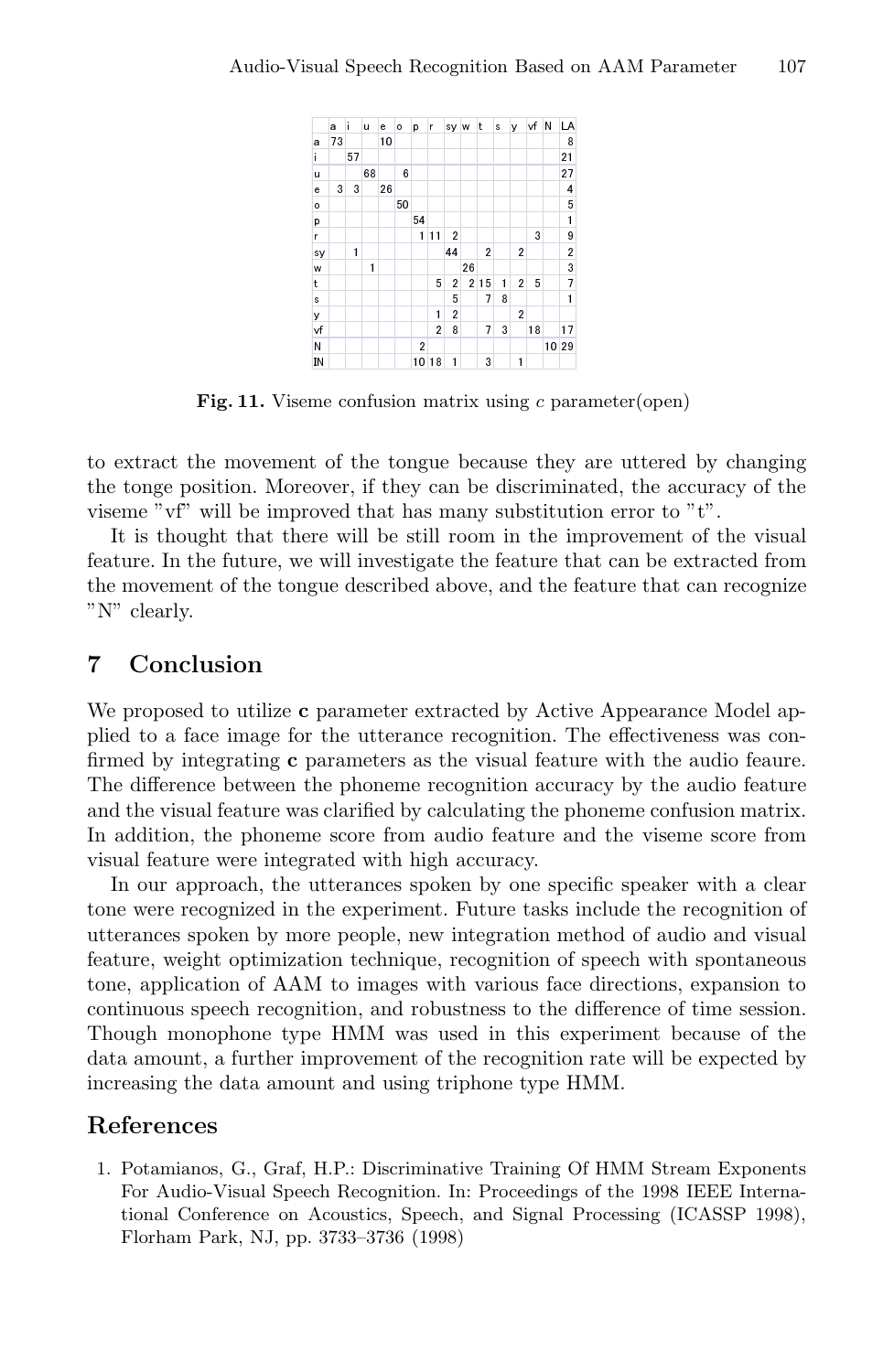| | a | i | u | e | o | p | r | sy | w | t | s | y | vf | N | LA |
|---|---|---|---|---|---|---|---|---|---|---|---|---|---|---|---|
| a | 73 | | | 10 | | | | | | | | | | | 8 |
| i | | 57 | | | | | | | | | | | | | 21 |
| u | | | 68 | | 6 | | | | | | | | | | 27 |
| e | 3 | 3 | | 26 | | | | | | | | | | | 4 |
| o | | | | | 50 | | | | | | | | | | 5 |
| p | | | | | | 54 | | | | | | | | | 1 |
| r | | | | | | 1 | 11 | 2 | | | | | 3 | | 9 |
| sy | | 1 | | | | | | 44 | | 2 | | 2 | | | 2 |
| w | | | 1 | | | | | | 26 | | | | | | 3 |
| t | | | | | | | 5 | 2 | 2 | 15 | 1 | 2 | 5 | | 7 |
| s | | | | | | | | 5 | | 7 | 8 | | | | 1 |
| y | | | | | | | 1 | 2 | | | | 2 | | | |
| vf | | | | | | | 2 | 8 | | 7 | 3 | | 18 | | 17 |
| N | | | | | | 2 | | | | | | | | 10 | 29 |
| IN | | | | | | 10 | 18 | 1 | | 3 | | 1 | | | |

**Fig. 11.** Viseme confusion matrix using $c$ parameter(open)

to extract the movement of the tongue because they are uttered by changing the tonge position. Moreover, if they can be discriminated, the accuracy of the viseme "vf" will be improved that has many substitution error to "t".

It is thought that there will be still room in the improvement of the visual feature. In the future, we will investigate the feature that can be extracted from the movement of the tongue described above, and the feature that can recognize "N" clearly.

## 7 Conclusion

We proposed to utilize **c** parameter extracted by Active Appearance Model applied to a face image for the utterance recognition. The effectiveness was confirmed by integrating **c** parameters as the visual feature with the audio feaure. The difference between the phoneme recognition accuracy by the audio feature and the visual feature was clarified by calculating the phoneme confusion matrix. In addition, the phoneme score from audio feature and the viseme score from visual feature were integrated with high accuracy.

In our approach, the utterances spoken by one specific speaker with a clear tone were recognized in the experiment. Future tasks include the recognition of utterances spoken by more people, new integration method of audio and visual feature, weight optimization technique, recognition of speech with spontaneous tone, application of AAM to images with various face directions, expansion to continuous speech recognition, and robustness to the difference of time session. Though monophone type HMM was used in this experiment because of the data amount, a further improvement of the recognition rate will be expected by increasing the data amount and using triphone type HMM.

## References

1. Potamianos, G., Graf, H.P.: Discriminative Training Of HMM Stream Exponents For Audio-Visual Speech Recognition. In: Proceedings of the 1998 IEEE International Conference on Acoustics, Speech, and Signal Processing (ICASSP 1998), Florham Park, NJ, pp. 3733–3736 (1998)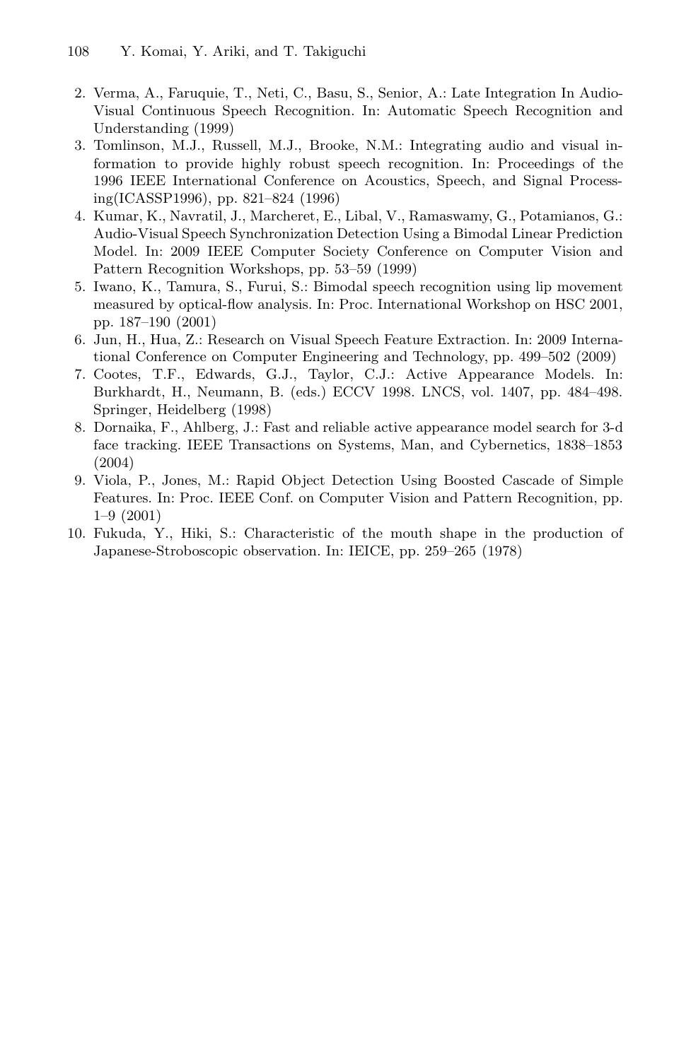2. Verma, A., Faruquie, T., Neti, C., Basu, S., Senior, A.: Late Integration In Audio-Visual Continuous Speech Recognition. In: Automatic Speech Recognition and Understanding (1999)
3. Tomlinson, M.J., Russell, M.J., Brooke, N.M.: Integrating audio and visual information to provide highly robust speech recognition. In: Proceedings of the 1996 IEEE International Conference on Acoustics, Speech, and Signal Processing(ICASSP1996), pp. 821–824 (1996)
4. Kumar, K., Navratil, J., Marcheret, E., Libal, V., Ramaswamy, G., Potamianos, G.: Audio-Visual Speech Synchronization Detection Using a Bimodal Linear Prediction Model. In: 2009 IEEE Computer Society Conference on Computer Vision and Pattern Recognition Workshops, pp. 53–59 (1999)
5. Iwano, K., Tamura, S., Furui, S.: Bimodal speech recognition using lip movement measured by optical-flow analysis. In: Proc. International Workshop on HSC 2001, pp. 187–190 (2001)
6. Jun, H., Hua, Z.: Research on Visual Speech Feature Extraction. In: 2009 International Conference on Computer Engineering and Technology, pp. 499–502 (2009)
7. Cootes, T.F., Edwards, G.J., Taylor, C.J.: Active Appearance Models. In: Burkhardt, H., Neumann, B. (eds.) ECCV 1998. LNCS, vol. 1407, pp. 484–498. Springer, Heidelberg (1998)
8. Dornaika, F., Ahlberg, J.: Fast and reliable active appearance model search for 3-d face tracking. IEEE Transactions on Systems, Man, and Cybernetics, 1838–1853 (2004)
9. Viola, P., Jones, M.: Rapid Object Detection Using Boosted Cascade of Simple Features. In: Proc. IEEE Conf. on Computer Vision and Pattern Recognition, pp. 1–9 (2001)
10. Fukuda, Y., Hiki, S.: Characteristic of the mouth shape in the production of Japanese-Stroboscopic observation. In: IEICE, pp. 259–265 (1978)